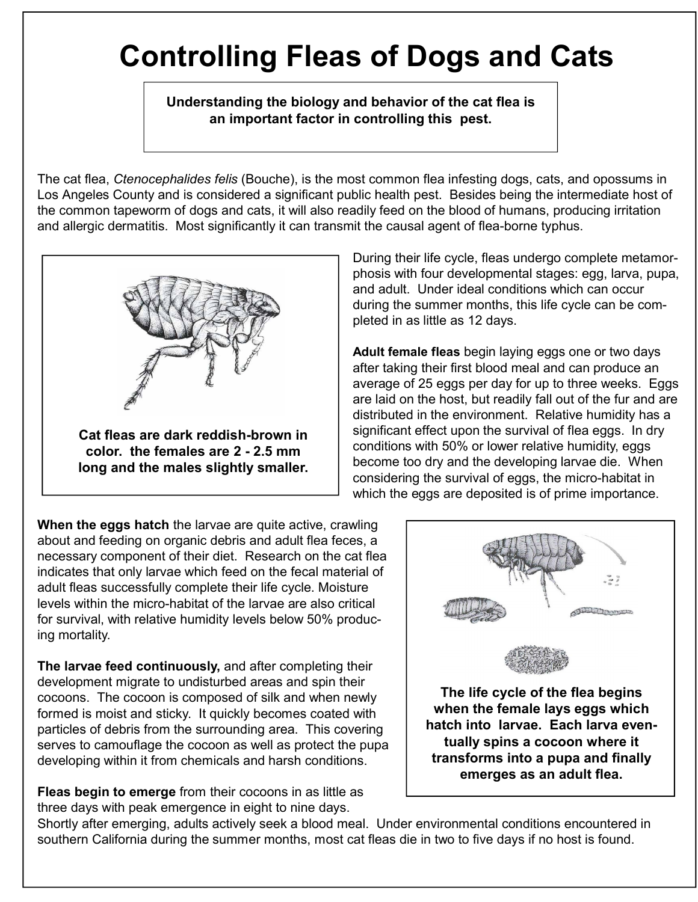# Controlling Fleas of Dogs and Cats

**Understanding the biology and behavior of the cat flea is an important factor in controlling this pest.**

The cat flea, *Ctenocephalides felis* (Bouche), is the most common flea infesting dogs, cats, and opossums in Los Angeles County and is considered a significant public health pest. Besides being the intermediate host of the common tapeworm of dogs and cats, it will also readily feed on the blood of humans, producing irritation and allergic dermatitis. Most significantly it can transmit the causal agent of flea-borne typhus.

**Cat fleas are dark reddish-brown in color. the females are 2 - 2.5 mm long and the males slightly smaller.**

During their life cycle, fleas undergo complete metamorphosis with four developmental stages: egg, larva, pupa, and adult. Under ideal conditions which can occur during the summer months, this life cycle can be completed in as little as 12 days.

**Adult female fleas** begin laying eggs one or two days after taking their first blood meal and can produce an average of 25 eggs per day for up to three weeks. Eggs are laid on the host, but readily fall out of the fur and are distributed in the environment. Relative humidity has a significant effect upon the survival of flea eggs. In dry conditions with 50% or lower relative humidity, eggs become too dry and the developing larvae die. When considering the survival of eggs, the micro-habitat in which the eggs are deposited is of prime importance.

**When the eggs hatch** the larvae are quite active, crawling about and feeding on organic debris and adult flea feces, a necessary component of their diet. Research on the cat flea indicates that only larvae which feed on the fecal material of adult fleas successfully complete their life cycle. Moisture levels within the micro-habitat of the larvae are also critical for survival, with relative humidity levels below 50% producing mortality.

**The larvae feed continuously,** and after completing their development migrate to undisturbed areas and spin their cocoons. The cocoon is composed of silk and when newly formed is moist and sticky. It quickly becomes coated with particles of debris from the surrounding area. This covering serves to camouflage the cocoon as well as protect the pupa developing within it from chemicals and harsh conditions.

**The life cycle of the flea begins when the female lays eggs which hatch into larvae. Each larva eventually spins a cocoon where it transforms into a pupa and finally emerges as an adult flea.**

**Fleas begin to emerge** from their cocoons in as little as three days with peak emergence in eight to nine days. Shortly after emerging, adults actively seek a blood meal. Under environmental conditions encountered in southern California during the summer months, most cat fleas die in two to five days if no host is found.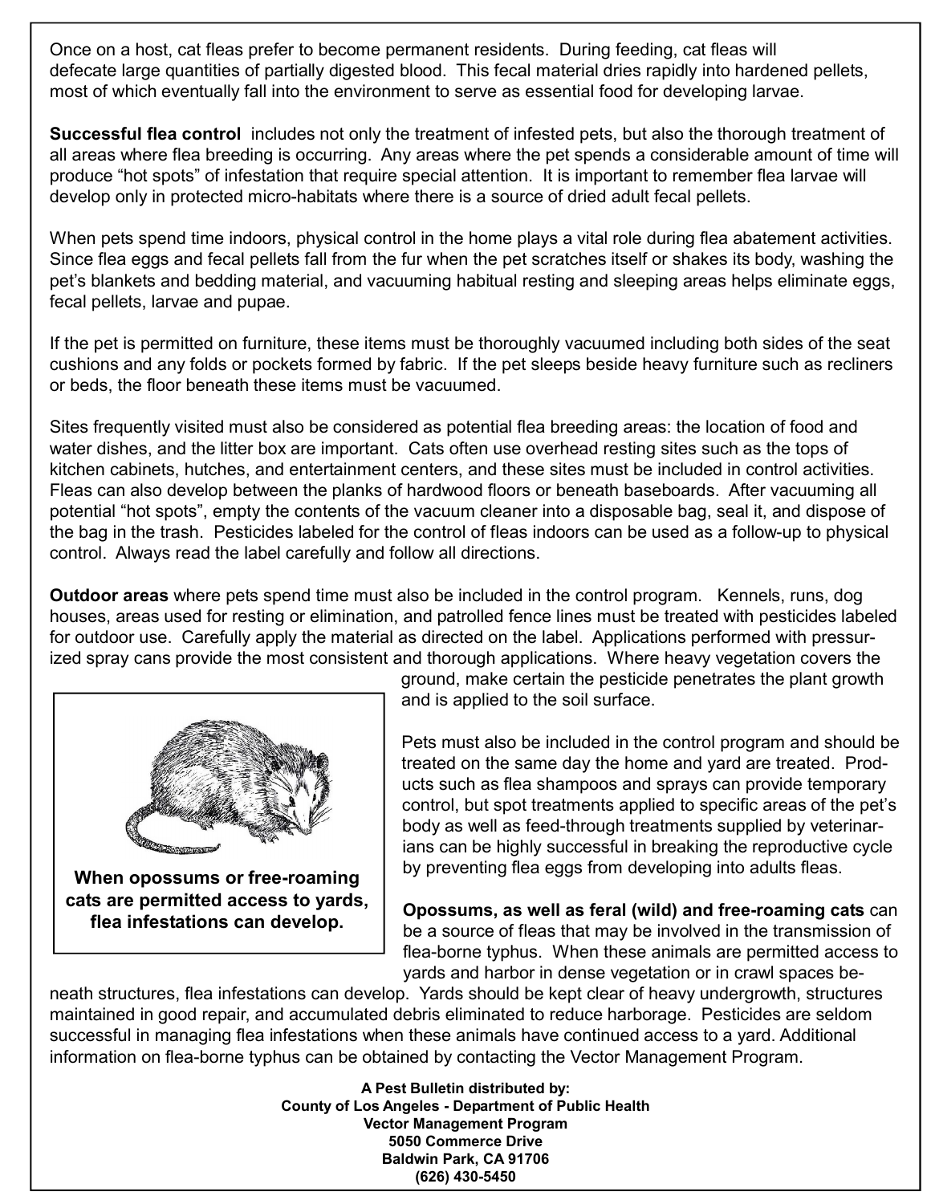Once on a host, cat fleas prefer to become permanent residents. During feeding, cat fleas will defecate large quantities of partially digested blood. This fecal material dries rapidly into hardened pellets, most of which eventually fall into the environment to serve as essential food for developing larvae.

**Successful flea control** includes not only the treatment of infested pets, but also the thorough treatment of all areas where flea breeding is occurring. Any areas where the pet spends a considerable amount of time will produce "hot spots" of infestation that require special attention. It is important to remember flea larvae will develop only in protected micro-habitats where there is a source of dried adult fecal pellets.

When pets spend time indoors, physical control in the home plays a vital role during flea abatement activities. Since flea eggs and fecal pellets fall from the fur when the pet scratches itself or shakes its body, washing the pet's blankets and bedding material, and vacuuming habitual resting and sleeping areas helps eliminate eggs, fecal pellets, larvae and pupae.

If the pet is permitted on furniture, these items must be thoroughly vacuumed including both sides of the seat cushions and any folds or pockets formed by fabric. If the pet sleeps beside heavy furniture such as recliners or beds, the floor beneath these items must be vacuumed.

Sites frequently visited must also be considered as potential flea breeding areas: the location of food and water dishes, and the litter box are important. Cats often use overhead resting sites such as the tops of kitchen cabinets, hutches, and entertainment centers, and these sites must be included in control activities. Fleas can also develop between the planks of hardwood floors or beneath baseboards. After vacuuming all potential "hot spots", empty the contents of the vacuum cleaner into a disposable bag, seal it, and dispose of the bag in the trash. Pesticides labeled for the control of fleas indoors can be used as a follow-up to physical control. Always read the label carefully and follow all directions.

**Outdoor areas** where pets spend time must also be included in the control program. Kennels, runs, dog houses, areas used for resting or elimination, and patrolled fence lines must be treated with pesticides labeled for outdoor use. Carefully apply the material as directed on the label. Applications performed with pressurized spray cans provide the most consistent and thorough applications. Where heavy vegetation covers the ground, make certain the pesticide penetrates the plant growth and is applied to the soil surface.

**When opossums or free-roaming cats are permitted access to yards, flea infestations can develop.**

Pets must also be included in the control program and should be treated on the same day the home and yard are treated. Products such as flea shampoos and sprays can provide temporary control, but spot treatments applied to specific areas of the pet's body as well as feed-through treatments supplied by veterinarians can be highly successful in breaking the reproductive cycle by preventing flea eggs from developing into adults fleas.

**Opossums, as well as feral (wild) and free-roaming cats** can be a source of fleas that may be involved in the transmission of flea-borne typhus. When these animals are permitted access to yards and harbor in dense vegetation or in crawl spaces beneath structures, flea infestations can develop. Yards should be kept clear of heavy undergrowth, structures maintained in good repair, and accumulated debris eliminated to reduce harborage. Pesticides are seldom successful in managing flea infestations when these animals have continued access to a yard. Additional information on flea-borne typhus can be obtained by contacting the Vector Management Program.

**A Pest Bulletin distributed by:**
**County of Los Angeles - Department of Public Health**
**Vector Management Program**
**5050 Commerce Drive**
**Baldwin Park, CA 91706**
**(626) 430-5450**